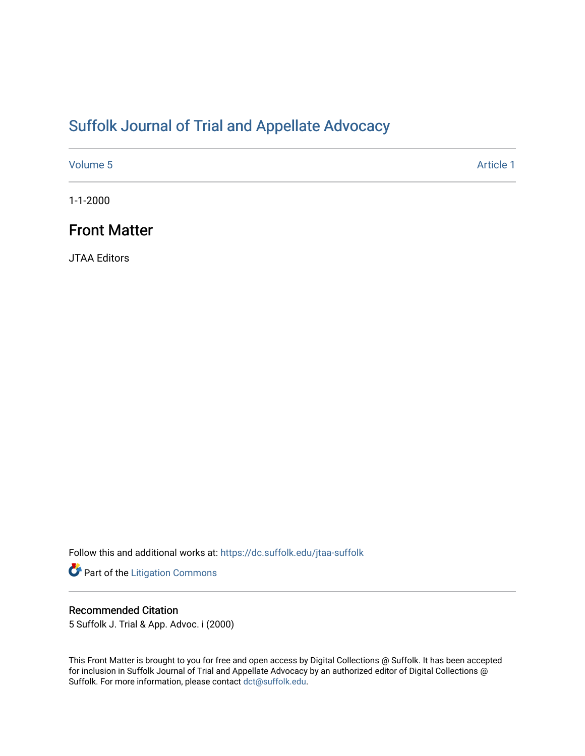# Suffolk Journal of Trial and Appellate Advocacy

Volume 5 | Article 1

1-1-2000

## Front Matter

JTAA Editors

Follow this and additional works at: https://dc.suffolk.edu/jtaa-suffolk

Part of the Litigation Commons

### Recommended Citation

5 Suffolk J. Trial & App. Advoc. i (2000)

This Front Matter is brought to you for free and open access by Digital Collections @ Suffolk. It has been accepted for inclusion in Suffolk Journal of Trial and Appellate Advocacy by an authorized editor of Digital Collections @ Suffolk. For more information, please contact dct@suffolk.edu.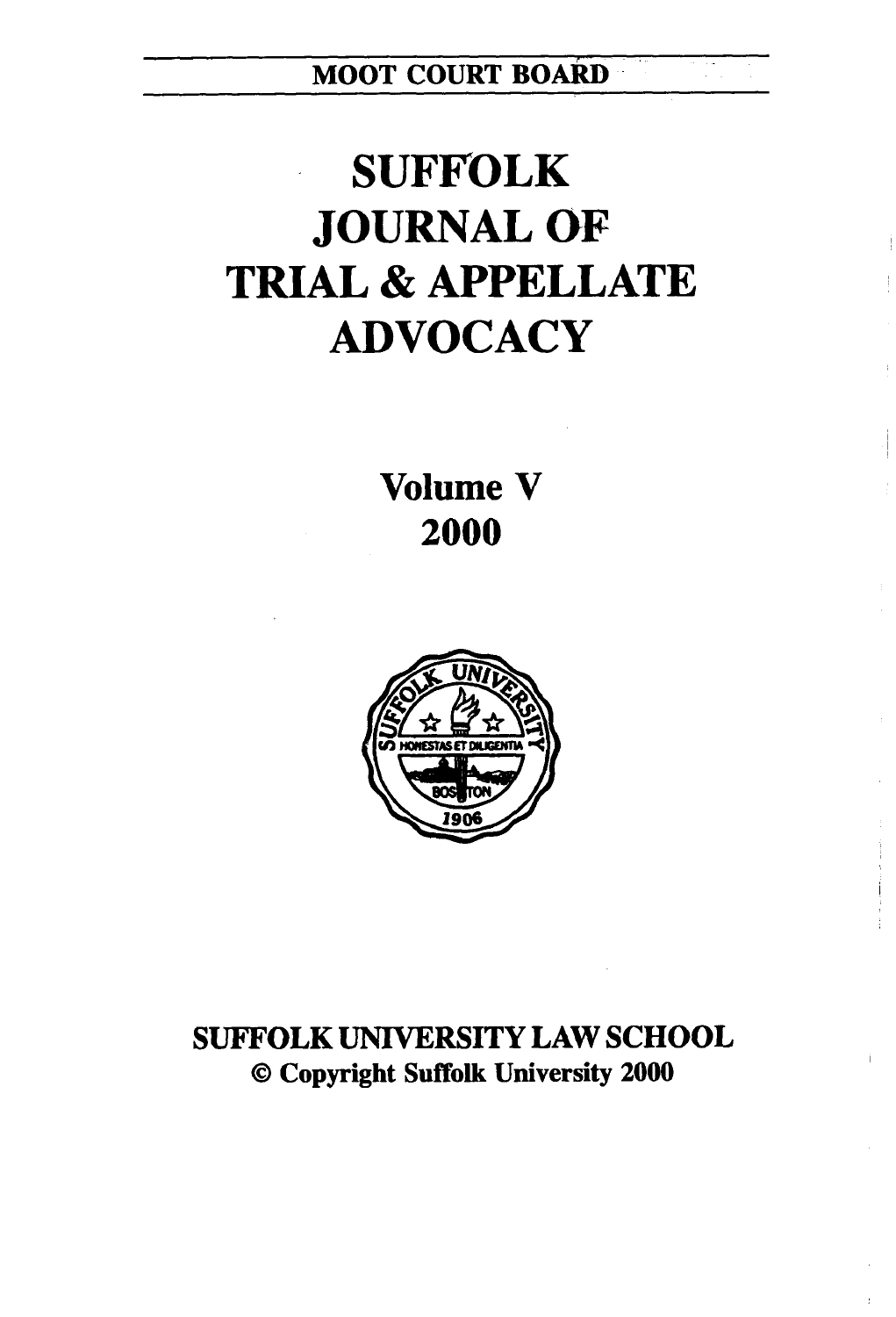MOOT COURT BOARD

# SUFFOLK JOURNAL OF TRIAL & APPELLATE ADVOCACY

Volume V

2000

SUFFOLK UNIVERSITY LAW SCHOOL

© Copyright Suffolk University 2000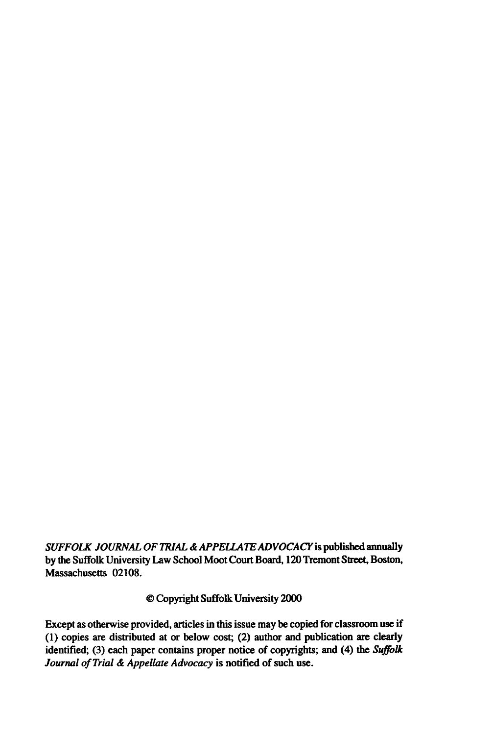*SUFFOLK JOURNAL OF TRIAL & APPELLATE ADVOCACY* is published annually by the Suffolk University Law School Moot Court Board, 120 Tremont Street, Boston, Massachusetts 02108.

© Copyright Suffolk University 2000

Except as otherwise provided, articles in this issue may be copied for classroom use if (1) copies are distributed at or below cost; (2) author and publication are clearly identified; (3) each paper contains proper notice of copyrights; and (4) the *Suffolk Journal of Trial & Appellate Advocacy* is notified of such use.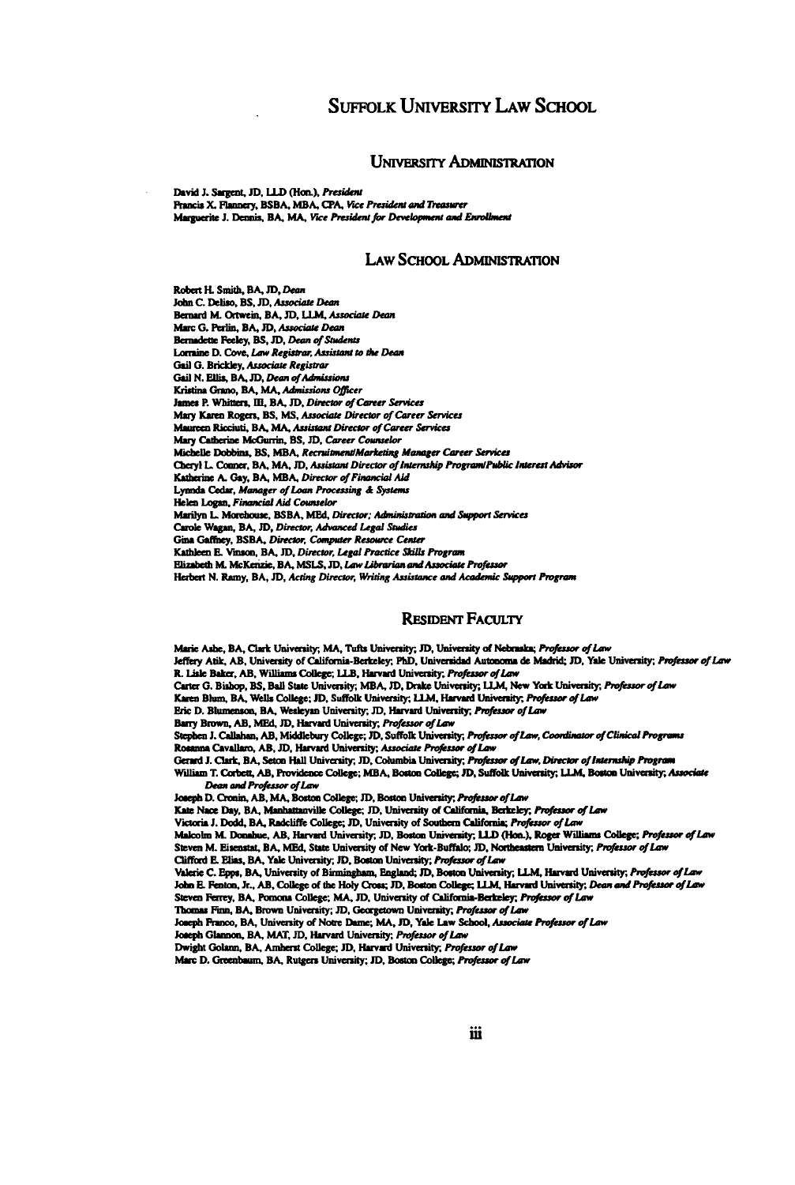# Suffolk University Law School

## University Administration

David J. Sargent, JD, LLD (Hon.), *President*
Francis X. Flannery, BSBA, MBA, CPA, *Vice President and Treasurer*
Marguerite J. Dennis, BA, MA, *Vice President for Development and Enrollment*

## Law School Administration

Robert H. Smith, BA, JD, *Dean*
John C. Deliso, BS, JD, *Associate Dean*
Bernard M. Ortwein, BA, JD, LLM, *Associate Dean*
Marc G. Perlin, BA, JD, *Associate Dean*
Bernadette Feeley, BS, JD, *Dean of Students*
Lorraine D. Cove, *Law Registrar, Assistant to the Dean*
Gail G. Brickley, *Associate Registrar*
Gail N. Ellis, BA, JD, *Dean of Admissions*
Kristina Grano, BA, MA, *Admissions Officer*
James P. Whitters, III, BA, JD, *Director of Career Services*
Mary Karen Rogers, BS, MS, *Associate Director of Career Services*
Maureen Ricciuti, BA, MA, *Assistant Director of Career Services*
Mary Catherine McGurrin, BS, JD, *Career Counselor*
Michelle Dobbins, BS, MBA, *Recruitment/Marketing Manager Career Services*
Cheryl L. Conner, BA, MA, JD, *Assistant Director of Internship Program/Public Interest Advisor*
Katherine A. Gay, BA, MBA, *Director of Financial Aid*
Lynnda Cedar, *Manager of Loan Processing & Systems*
Helen Logan, *Financial Aid Counselor*
Marilyn L. Morehouse, BSBA, MEd, *Director; Administration and Support Services*
Carole Wagan, BA, JD, *Director, Advanced Legal Studies*
Gina Gaffney, BSBA, *Director, Computer Resource Center*
Kathleen E. Vinson, BA, JD, *Director, Legal Practice Skills Program*
Elizabeth M. McKenzie, BA, MSLS, JD, *Law Librarian and Associate Professor*
Herbert N. Ramy, BA, JD, *Acting Director, Writing Assistance and Academic Support Program*

## Resident Faculty

Marie Ashe, BA, Clark University; MA, Tufts University; JD, University of Nebraska; *Professor of Law*
Jeffery Atik, AB, University of California-Berkeley; PhD, Universidad Autonoma de Madrid; JD, Yale University; *Professor of Law*
R. Lisle Baker, AB, Williams College; LLB, Harvard University; *Professor of Law*
Carter G. Bishop, BS, Ball State University; MBA, JD, Drake University; LLM, New York University; *Professor of Law*
Karen Blum, BA, Wells College; JD, Suffolk University; LLM, Harvard University; *Professor of Law*
Eric D. Blumenson, BA, Wesleyan University; JD, Harvard University; *Professor of Law*
Barry Brown, AB, MEd, JD, Harvard University; *Professor of Law*
Stephen J. Callahan, AB, Middlebury College; JD, Suffolk University; *Professor of Law, Coordinator of Clinical Programs*
Rosanna Cavallaro, AB, JD, Harvard University; *Associate Professor of Law*
Gerard J. Clark, BA, Seton Hall University; JD, Columbia University; *Professor of Law, Director of Internship Program*
William T. Corbett, AB, Providence College; MBA, Boston College; JD, Suffolk University; LLM, Boston University; *Associate Dean and Professor of Law*
Joseph D. Cronin, AB, MA, Boston College; JD, Boston University; *Professor of Law*
Kate Nace Day, BA, Manhattanville College; JD, University of California, Berkeley; *Professor of Law*
Victoria J. Dodd, BA, Radcliffe College; JD, University of Southern California; *Professor of Law*
Malcolm M. Donahue, AB, Harvard University; JD, Boston University; LLD (Hon.), Roger Williams College; *Professor of Law*
Steven M. Eisenstat, BA, MEd, State University of New York-Buffalo; JD, Northeastern University; *Professor of Law*
Clifford E. Elias, BA, Yale University; JD, Boston University; *Professor of Law*
Valerie C. Epps, BA, University of Birmingham, England; JD, Boston University; LLM, Harvard University; *Professor of Law*
John E. Fenton, Jr., AB, College of the Holy Cross; JD, Boston College; LLM, Harvard University; *Dean and Professor of Law*
Steven Ferrey, BA, Pomona College; MA, JD, University of California-Berkeley; *Professor of Law*
Thomas Finn, BA, Brown University; JD, Georgetown University; *Professor of Law*
Joseph Franco, BA, University of Notre Dame; MA, JD, Yale Law School, *Associate Professor of Law*
Joseph Glannon, BA, MAT, JD, Harvard University; *Professor of Law*
Dwight Golann, BA, Amherst College; JD, Harvard University; *Professor of Law*
Marc D. Greenbaum, BA, Rutgers University; JD, Boston College; *Professor of Law*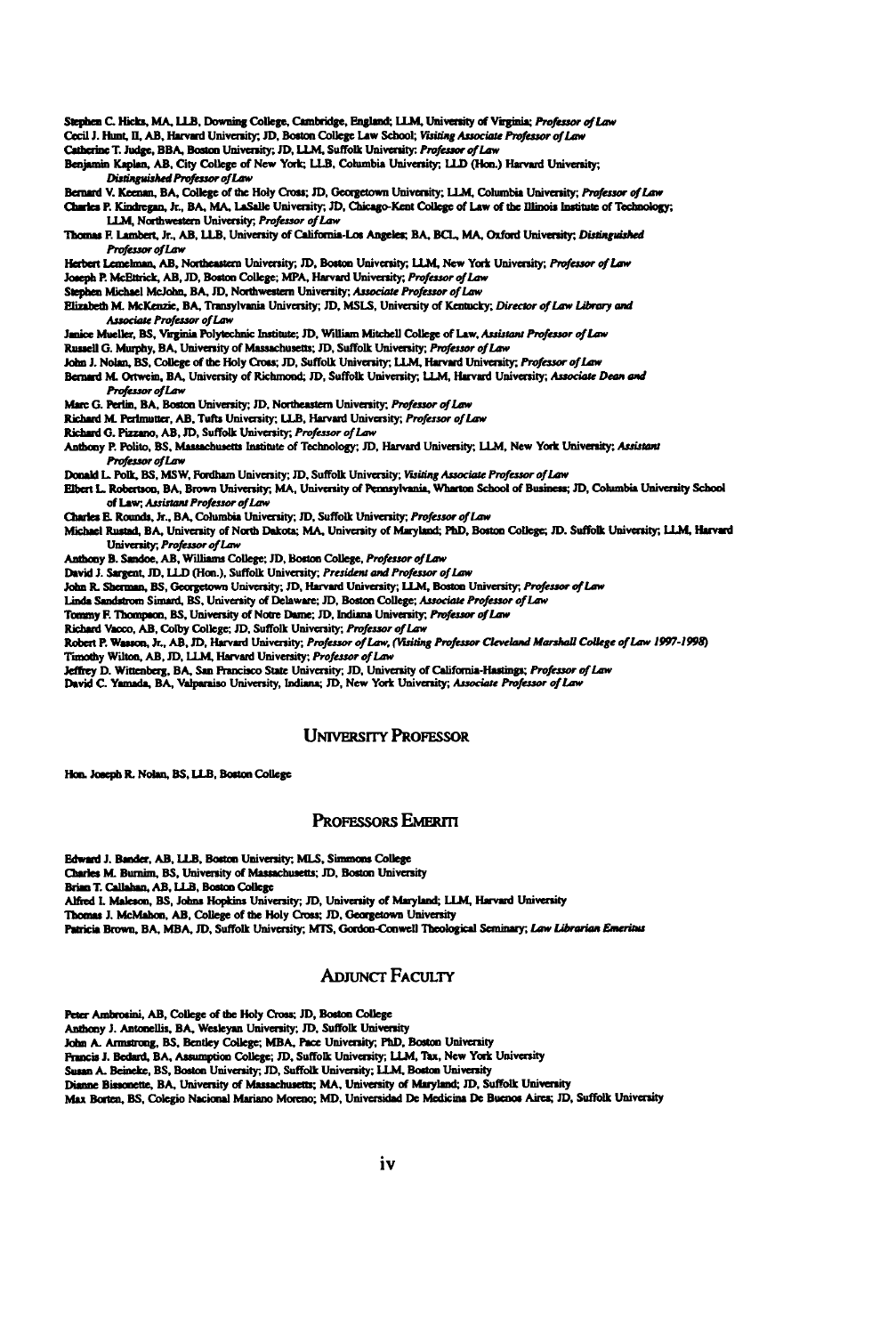Stephen C. Hicks, MA, LLB, Downing College, Cambridge, England; LLM, University of Virginia; *Professor of Law*
Cecil J. Hunt, II, AB, Harvard University; JD, Boston College Law School; *Visiting Associate Professor of Law*
Catherine T. Judge, BBA, Boston University; JD, LLM, Suffolk University: *Professor of Law*
Benjamin Kaplan, AB, City College of New York; LLB, Columbia University; LLD (Hon.) Harvard University; *Distinguished Professor of Law*
Bernard V. Keenan, BA, College of the Holy Cross; JD, Georgetown University; LLM, Columbia University; *Professor of Law*
Charles P. Kindregan, Jr., BA, MA, LaSalle University; JD, Chicago-Kent College of Law of the Illinois Institute of Technology; LLM, Northwestern University; *Professor of Law*
Thomas F. Lambert, Jr., AB, LLB, University of California-Los Angeles; BA, BCL, MA, Oxford University; *Distinguished Professor of Law*
Herbert Lemelman, AB, Northeastern University; JD, Boston University; LLM, New York University; *Professor of Law*
Joseph P. McEttrick, AB, JD, Boston College; MPA, Harvard University; *Professor of Law*
Stephen Michael McJohn, BA, JD, Northwestern University; *Associate Professor of Law*
Elizabeth M. McKenzie, BA, Transylvania University; JD, MSLS, University of Kentucky; *Director of Law Library and Associate Professor of Law*
Janice Mueller, BS, Virginia Polytechnic Institute; JD, William Mitchell College of Law, *Assistant Professor of Law*
Russell G. Murphy, BA, University of Massachusetts; JD, Suffolk University; *Professor of Law*
John J. Nolan, BS, College of the Holy Cross; JD, Suffolk University; LLM, Harvard University; *Professor of Law*
Bernard M. Ortwein, BA, University of Richmond; JD, Suffolk University; LLM, Harvard University; *Associate Dean and Professor of Law*
Marc G. Perlin, BA, Boston University; JD, Northeastern University; *Professor of Law*
Richard M. Perlmutter, AB, Tufts University; LLB, Harvard University; *Professor of Law*
Richard G. Pizzano, AB, JD, Suffolk University; *Professor of Law*
Anthony P. Polito, BS, Massachusetts Institute of Technology; JD, Harvard University; LLM, New York University; *Assistant Professor of Law*
Donald L. Polk, BS, MSW, Fordham University; JD, Suffolk University; *Visiting Associate Professor of Law*
Elbert L. Robertson, BA, Brown University; MA, University of Pennsylvania, Wharton School of Business; JD, Columbia University School of Law; *Assistant Professor of Law*
Charles E. Rounds, Jr., BA, Columbia University; JD, Suffolk University; *Professor of Law*
Michael Rustad, BA, University of North Dakota; MA, University of Maryland; PhD, Boston College; JD, Suffolk University; LLM, Harvard University; *Professor of Law*
Anthony B. Sandoe, AB, Williams College; JD, Boston College, *Professor of Law*
David J. Sargent, JD, LLD (Hon.), Suffolk University; *President and Professor of Law*
John R. Sherman, BS, Georgetown University; JD, Harvard University; LLM, Boston University; *Professor of Law*
Linda Sandstrom Simard, BS, University of Delaware; JD, Boston College; *Associate Professor of Law*
Tommy F. Thompson, BS, University of Notre Dame; JD, Indiana University; *Professor of Law*
Richard Vacco, AB, Colby College; JD, Suffolk University; *Professor of Law*
Robert P. Wasson, Jr., AB, JD, Harvard University; *Professor of Law, (Visiting Professor Cleveland Marshall College of Law 1997-1998)*
Timothy Wilton, AB, JD, LLM, Harvard University; *Professor of Law*
Jeffrey D. Wittenberg, BA, San Francisco State University; JD, University of California-Hastings; *Professor of Law*
David C. Yamada, BA, Valparaiso University, Indiana; JD, New York University; *Associate Professor of Law*

## University Professor

Hon. Joseph R. Nolan, BS, LLB, Boston College

## Professors Emeriti

Edward J. Bander, AB, LLB, Boston University; MLS, Simmons College
Charles M. Burnim, BS, University of Massachusetts; JD, Boston University
Brian T. Callahan, AB, LLB, Boston College
Alfred I. Maleson, BS, Johns Hopkins University; JD, University of Maryland; LLM, Harvard University
Thomas J. McMahon, AB, College of the Holy Cross; JD, Georgetown University
Patricia Brown, BA, MBA, JD, Suffolk University; MTS, Gordon-Conwell Theological Seminary; *Law Librarian Emeritus*

## Adjunct Faculty

Peter Ambrosini, AB, College of the Holy Cross; JD, Boston College
Anthony J. Antonellis, BA, Wesleyan University; JD, Suffolk University
John A. Armstrong, BS, Bentley College; MBA, Pace University; PhD, Boston University
Francis J. Bedard, BA, Assumption College; JD, Suffolk University; LLM, Tax, New York University
Susan A. Beineke, BS, Boston University; JD, Suffolk University; LLM, Boston University
Dianne Bissonette, BA, University of Massachusetts; MA, University of Maryland; JD, Suffolk University
Max Borten, BS, Colegio Nacional Mariano Moreno; MD, Universidad De Medicina De Buenos Aires; JD, Suffolk University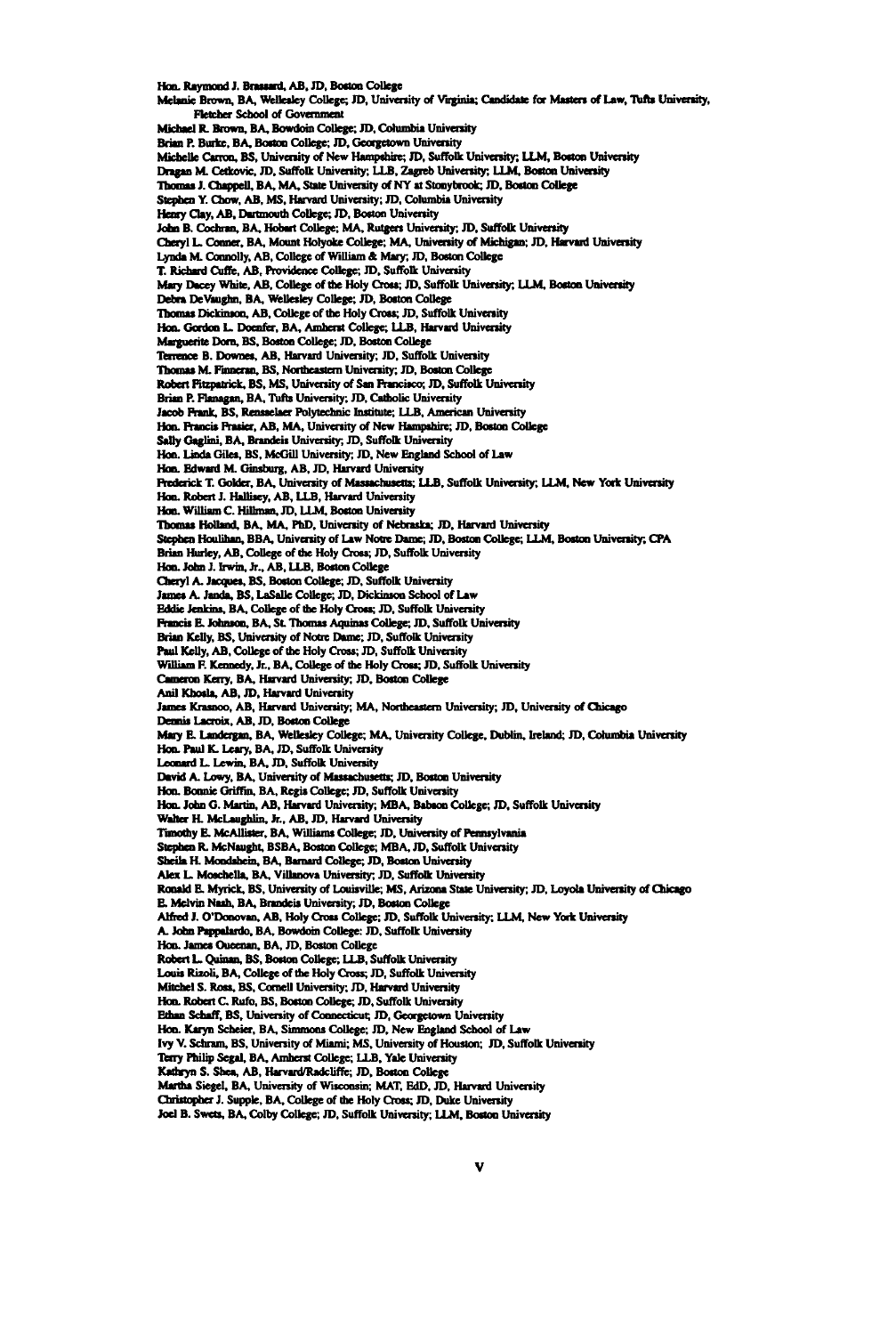Hon. Raymond J. Brassard, AB, JD, Boston College
Melanie Brown, BA, Wellesley College; JD, University of Virginia; Candidate for Masters of Law, Tufts University, Fletcher School of Government
Michael R. Brown, BA, Bowdoin College; JD, Columbia University
Brian P. Burke, BA, Boston College; JD, Georgetown University
Michelle Carron, BS, University of New Hampshire; JD, Suffolk University; LLM, Boston University
Dragan M. Cetkovic, JD, Suffolk University; LLB, Zagreb University; LLM, Boston University
Thomas J. Chappell, BA, MA, State University of NY at Stonybrook; JD, Boston College
Stephen Y. Chow, AB, MS, Harvard University; JD, Columbia University
Henry Clay, AB, Dartmouth College; JD, Boston University
John B. Cochran, BA, Hobart College; MA, Rutgers University; JD, Suffolk University
Cheryl L. Conner, BA, Mount Holyoke College; MA, University of Michigan; JD, Harvard University
Lynda M. Connolly, AB, College of William & Mary; JD, Boston College
T. Richard Cuffe, AB, Providence College; JD, Suffolk University
Mary Dacey White, AB, College of the Holy Cross; JD, Suffolk University; LLM, Boston University
Debra DeVaughn, BA, Wellesley College; JD, Boston College
Thomas Dickinson, AB, College of the Holy Cross; JD, Suffolk University
Hon. Gordon L. Doerfer, BA, Amherst College; LLB, Harvard University
Marguerite Dorn, BS, Boston College; JD, Boston College
Terrence B. Downes, AB, Harvard University; JD, Suffolk University
Thomas M. Finneran, BS, Northeastern University; JD, Boston College
Robert Fitzpatrick, BS, MS, University of San Francisco; JD, Suffolk University
Brian P. Flanagan, BA, Tufts University; JD, Catholic University
Jacob Frank, BS, Rensselaer Polytechnic Institute; LLB, American University
Hon. Francis Frasier, AB, MA, University of New Hampshire; JD, Boston College
Sally Gaglini, BA, Brandeis University; JD, Suffolk University
Hon. Linda Giles, BS, McGill University; JD, New England School of Law
Hon. Edward M. Ginsburg, AB, JD, Harvard University
Frederick T. Golder, BA, University of Massachusetts; LLB, Suffolk University; LLM, New York University
Hon. Robert J. Hallisey, AB, LLB, Harvard University
Hon. William C. Hillman, JD, LLM, Boston University
Thomas Holland, BA, MA, PhD, University of Nebraska; JD, Harvard University
Stephen Houlihan, BBA, University of Law Notre Dame; JD, Boston College; LLM, Boston University; CPA
Brian Hurley, AB, College of the Holy Cross; JD, Suffolk University
Hon. John J. Irwin, Jr., AB, LLB, Boston College
Cheryl A. Jacques, BS, Boston College; JD, Suffolk University
James A. Janda, BS, LaSalle College; JD, Dickinson School of Law
Eddie Jenkins, BA, College of the Holy Cross; JD, Suffolk University
Francis E. Johnson, BA, St. Thomas Aquinas College; JD, Suffolk University
Brian Kelly, BS, University of Notre Dame; JD, Suffolk University
Paul Kelly, AB, College of the Holy Cross; JD, Suffolk University
William F. Kennedy, Jr., BA, College of the Holy Cross; JD, Suffolk University
Cameron Kerry, BA, Harvard University; JD, Boston College
Anil Khosla, AB, JD, Harvard University
James Krasnoo, AB, Harvard University; MA, Northeastern University; JD, University of Chicago
Dennis Lacroix, AB, JD, Boston College
Mary E. Landergan, BA, Wellesley College; MA, University College, Dublin, Ireland; JD, Columbia University
Hon. Paul K. Leary, BA, JD, Suffolk University
Leonard L. Lewin, BA, JD, Suffolk University
David A. Lowy, BA, University of Massachusetts; JD, Boston University
Hon. Bonnie Griffin, BA, Regis College; JD, Suffolk University
Hon. John G. Martin, AB, Harvard University; MBA, Babson College; JD, Suffolk University
Walter H. McLaughlin, Jr., AB, JD, Harvard University
Timothy E. McAllister, BA, Williams College; JD, University of Pennsylvania
Stephen R. McNaught, BSBA, Boston College; MBA, JD, Suffolk University
Sheila H. Mondshein, BA, Barnard College; JD, Boston University
Alex L. Moschella, BA, Villanova University; JD, Suffolk University
Ronald E. Myrick, BS, University of Louisville; MS, Arizona State University; JD, Loyola University of Chicago
E. Melvin Nash, BA, Brandeis University; JD, Boston College
Alfred J. O'Donovan, AB, Holy Cross College; JD, Suffolk University; LLM, New York University
A. John Pappalardo, BA, Bowdoin College: JD, Suffolk University
Hon. James Quenan, BA, JD, Boston College
Robert L. Quinan, BS, Boston College; LLB, Suffolk University
Louis Rizoli, BA, College of the Holy Cross; JD, Suffolk University
Mitchel S. Ross, BS, Cornell University; JD, Harvard University
Hon. Robert C. Rufo, BS, Boston College; JD, Suffolk University
Ethan Schaff, BS, University of Connecticut; JD, Georgetown University
Hon. Karyn Scheier, BA, Simmons College; JD, New England School of Law
Ivy V. Schram, BS, University of Miami; MS, University of Houston; JD, Suffolk University
Terry Philip Segal, BA, Amherst College; LLB, Yale University
Kathryn S. Shea, AB, Harvard/Radcliffe; JD, Boston College
Martha Siegel, BA, University of Wisconsin; MAT, EdD, JD, Harvard University
Christopher J. Supple, BA, College of the Holy Cross; JD, Duke University
Joel B. Swets, BA, Colby College; JD, Suffolk University; LLM, Boston University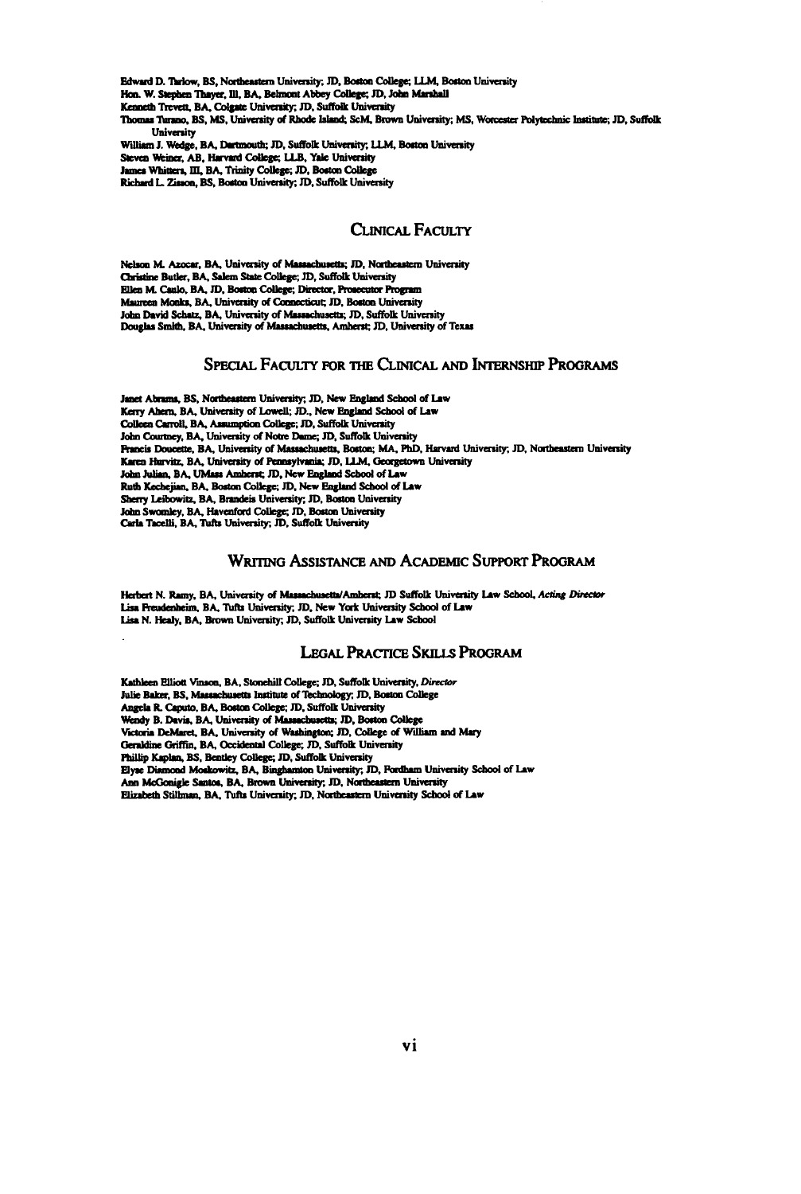Edward D. Tarlow, BS, Northeastern University; JD, Boston College; LLM, Boston University
Hon. W. Stephen Thayer, III, BA, Belmont Abbey College; JD, John Marshall
Kenneth Trevett, BA, Colgate University; JD, Suffolk University
Thomas Turano, BS, MS, University of Rhode Island; ScM, Brown University; MS, Worcester Polytechnic Institute; JD, Suffolk University
William J. Wedge, BA, Dartmouth; JD, Suffolk University; LLM, Boston University
Steven Weiner, AB, Harvard College; LLB, Yale University
James Whitters, III, BA, Trinity College; JD, Boston College
Richard L. Zisson, BS, Boston University; JD, Suffolk University

## Clinical Faculty

Nelson M. Azocar, BA, University of Massachusetts; JD, Northeastern University
Christine Butler, BA, Salem State College; JD, Suffolk University
Ellen M. Caulo, BA, JD, Boston College; Director, Prosecutor Program
Maureen Monks, BA, University of Connecticut; JD, Boston University
John David Schatz, BA, University of Massachusetts; JD, Suffolk University
Douglas Smith, BA, University of Massachusetts, Amherst; JD, University of Texas

## Special Faculty for the Clinical and Internship Programs

Janet Abrams, BS, Northeastern University; JD, New England School of Law
Kerry Ahern, BA, University of Lowell; JD., New England School of Law
Colleen Carroll, BA, Assumption College; JD, Suffolk University
John Courtney, BA, University of Notre Dame; JD, Suffolk University
Francis Doucette, BA, University of Massachusetts, Boston; MA, PhD, Harvard University; JD, Northeastern University
Karen Hurvitz, BA, University of Pennsylvania; JD, LLM, Georgetown University
John Julian, BA, UMass Amherst; JD, New England School of Law
Ruth Kechejian, BA, Boston College; JD, New England School of Law
Sherry Leibowitz, BA, Brandeis University; JD, Boston University
John Swomley, BA, Haverford College; JD, Boston University
Carla Tacelli, BA, Tufts University; JD, Suffolk University

## Writing Assistance and Academic Support Program

Herbert N. Ramy, BA, University of Massachusetts/Amherst; JD Suffolk University Law School, *Acting Director*
Lisa Freudenheim, BA, Tufts University; JD, New York University School of Law
Lisa N. Healy, BA, Brown University; JD, Suffolk University Law School

## Legal Practice Skills Program

Kathleen Elliott Vinson, BA, Stonehill College; JD, Suffolk University, *Director*
Julie Baker, BS, Massachusetts Institute of Technology; JD, Boston College
Angela R. Caputo, BA, Boston College; JD, Suffolk University
Wendy B. Davis, BA, University of Massachusetts; JD, Boston College
Victoria DeMaret, BA, University of Washington; JD, College of William and Mary
Geraldine Griffin, BA, Occidental College; JD, Suffolk University
Phillip Kaplan, BS, Bentley College; JD, Suffolk University
Elyse Diamond Moskowitz, BA, Binghamton University; JD, Fordham University School of Law
Ann McGonigle Santos, BA, Brown University; JD, Northeastern University
Elizabeth Stillman, BA, Tufts University; JD, Northeastern University School of Law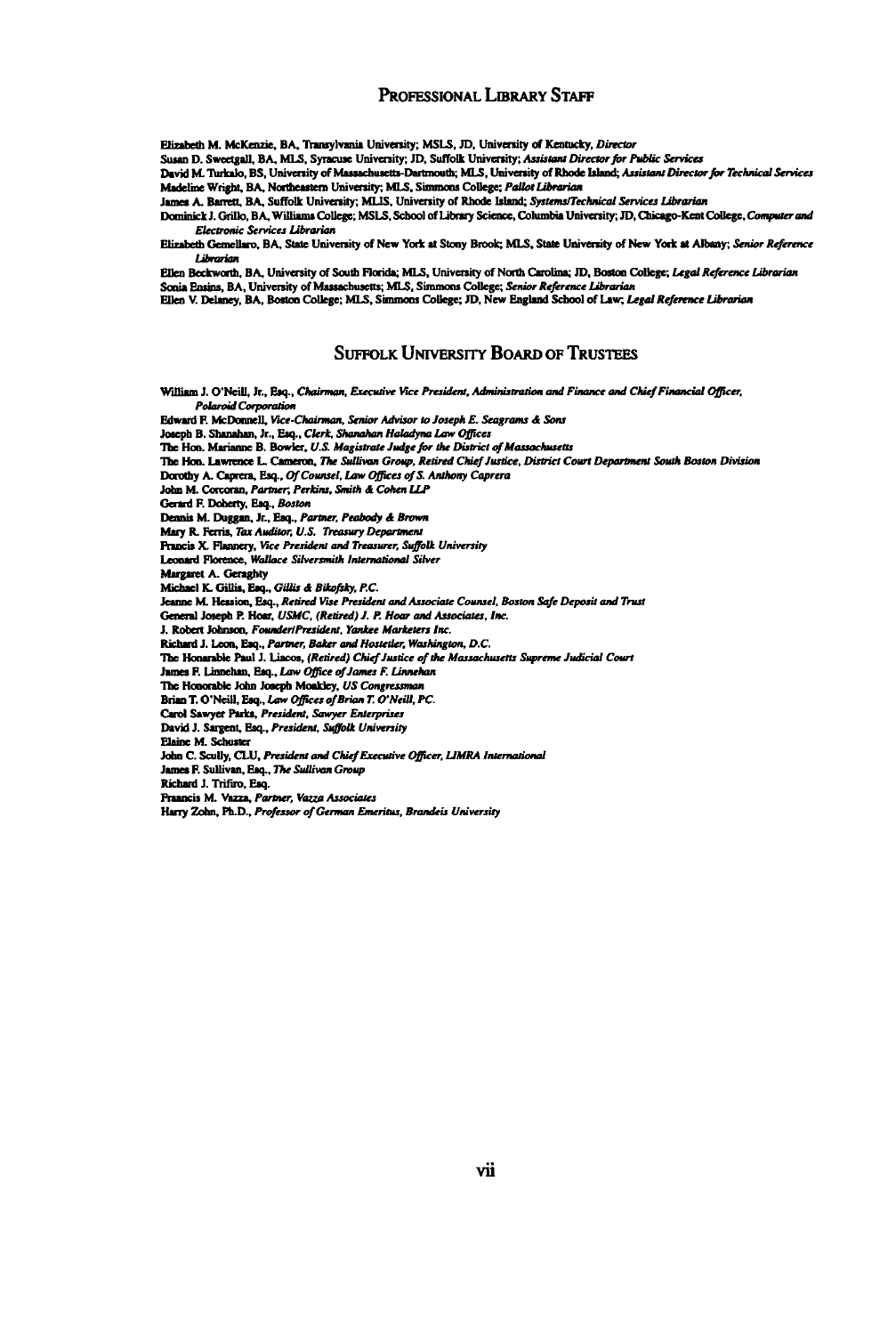## Professional Library Staff

Elizabeth M. McKenzie, BA, Transylvania University; MSLS, JD, University of Kentucky, *Director*

Susan D. Sweetgall, BA, MLS, Syracuse University; JD, Suffolk University; *Assistant Director for Public Services*

David M. Turkalo, BS, University of Massachusetts-Dartmouth; MLS, University of Rhode Island; *Assistant Director for Technical Services*

Madeline Wright, BA, Northeastern University; MLS, Simmons College; *Pallot Librarian*

James A. Barrett, BA, Suffolk University; MLIS, University of Rhode Island; *Systems/Technical Services Librarian*

Dominick J. Grillo, BA, Williams College; MSLS, School of Library Science, Columbia University; JD, Chicago-Kent College, *Computer and Electronic Services Librarian*

Elizabeth Gemellaro, BA, State University of New York at Stony Brook; MLS, State University of New York at Albany; *Senior Reference Librarian*

Ellen Beckworth, BA, University of South Florida; MLS, University of North Carolina; JD, Boston College; *Legal Reference Librarian*

Sonia Ensins, BA, University of Massachusetts; MLS, Simmons College; *Senior Reference Librarian*

Ellen V. Delaney, BA, Boston College; MLS, Simmons College; JD, New England School of Law; *Legal Reference Librarian*

## Suffolk University Board of Trustees

William J. O'Neill, Jr., Esq., *Chairman, Executive Vice President, Administration and Finance and Chief Financial Officer, Polaroid Corporation*

Edward F. McDonnell, *Vice-Chairman, Senior Advisor to Joseph E. Seagrams & Sons*

Joseph B. Shanahan, Jr., Esq., *Clerk, Shanahan Haladyna Law Offices*

The Hon. Marianne B. Bowler, *U.S. Magistrate Judge for the District of Massachusetts*

The Hon. Lawrence L. Cameron, *The Sullivan Group, Retired Chief Justice, District Court Department South Boston Division*

Dorothy A. Caprera, Esq., *Of Counsel, Law Offices of S. Anthony Caprera*

John M. Corcoran, *Partner, Perkins, Smith & Cohen LLP*

Gerard F. Doherty, Esq., *Boston*

Dennis M. Duggan, Jr., Esq., *Partner, Peabody & Brown*

Mary R. Ferris, *Tax Auditor, U.S. Treasury Department*

Francis X. Flannery, *Vice President and Treasurer, Suffolk University*

Leonard Florence, *Wallace Silversmith International Silver*

Margaret A. Geraghty

Michael K. Gillis, Esq., *Gillis & Bikofsky, P.C.*

Jeanne M. Hession, Esq., *Retired Vise President and Associate Counsel, Boston Safe Deposit and Trust*

General Joseph P. Hoar, *USMC, (Retired) J. P. Hoar and Associates, Inc.*

J. Robert Johnson, *Founder/President, Yankee Marketers Inc.*

Richard J. Leon, Esq., *Partner, Baker and Hostetler, Washington, D.C.*

The Honorable Paul J. Liacos, *(Retired) Chief Justice of the Massachusetts Supreme Judicial Court*

James F. Linnehan, Esq., *Law Office of James F. Linnehan*

The Honorable John Joseph Moakley, *US Congressman*

Brian T. O'Neill, Esq., *Law Offices of Brian T. O'Neill, PC.*

Carol Sawyer Parks, *President, Sawyer Enterprises*

David J. Sargent, Esq., *President, Suffolk University*

Elaine M. Schuster

John C. Scully, CLU, *President and Chief Executive Officer, LIMRA International*

James F. Sullivan, Esq., *The Sullivan Group*

Richard J. Trifiro, Esq.

Fraancis M. Vazza, *Partner, Vazza Associates*

Harry Zohn, Ph.D., *Professor of German Emeritus, Brandeis University*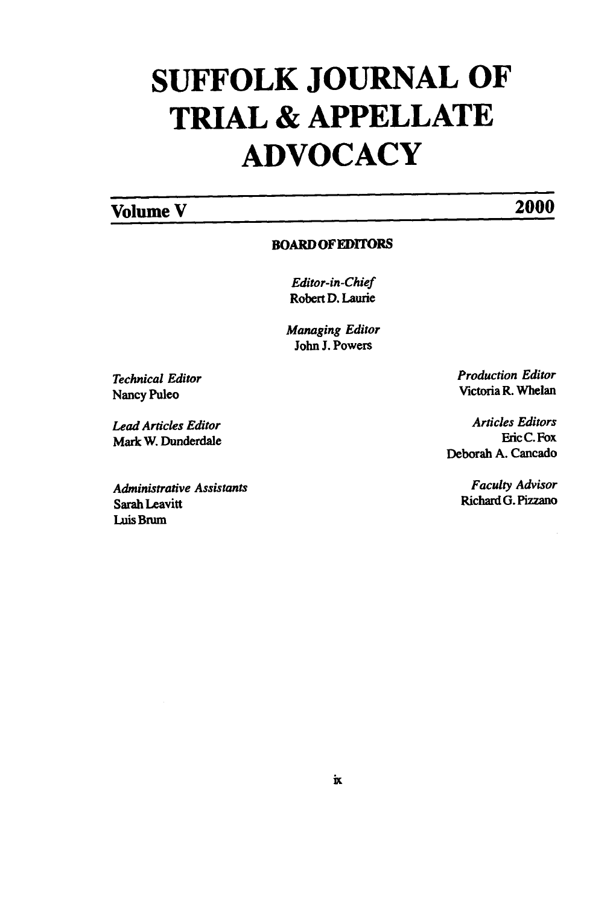# SUFFOLK JOURNAL OF TRIAL & APPELLATE ADVOCACY

**Volume V** **2000**

**BOARD OF EDITORS**

*Editor-in-Chief*
Robert D. Laurie

*Managing Editor*
John J. Powers

*Technical Editor*
Nancy Puleo

*Production Editor*
Victoria R. Whelan

*Lead Articles Editor*
Mark W. Dunderdale

*Articles Editors*
Eric C. Fox
Deborah A. Cancado

*Administrative Assistants*
Sarah Leavitt
Luis Brum

*Faculty Advisor*
Richard G. Pizzano